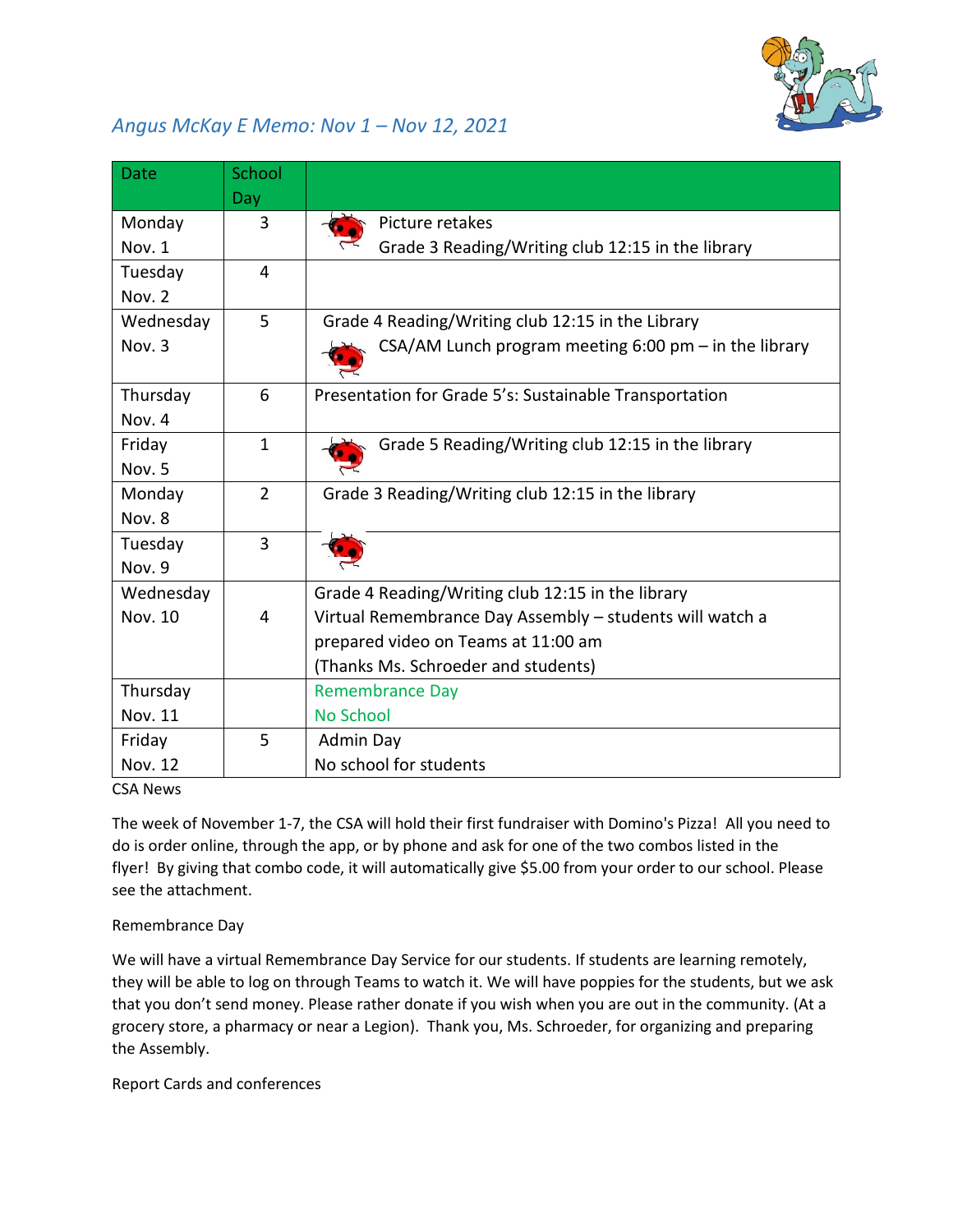## *Angus McKay E Memo: Nov 1 – Nov 12, 2021*

| Date | School Day | |
|---|---|---|
| Monday Nov. 1 | 3 | Picture retakes<br>Grade 3 Reading/Writing club 12:15 in the library |
| Tuesday Nov. 2 | 4 | |
| Wednesday Nov. 3 | 5 | Grade 4 Reading/Writing club 12:15 in the Library<br>CSA/AM Lunch program meeting 6:00 pm – in the library |
| Thursday Nov. 4 | 6 | Presentation for Grade 5's: Sustainable Transportation |
| Friday Nov. 5 | 1 | Grade 5 Reading/Writing club 12:15 in the library |
| Monday Nov. 8 | 2 | Grade 3 Reading/Writing club 12:15 in the library |
| Tuesday Nov. 9 | 3 | |
| Wednesday Nov. 10 | 4 | Grade 4 Reading/Writing club 12:15 in the library<br>Virtual Remembrance Day Assembly – students will watch a prepared video on Teams at 11:00 am<br>(Thanks Ms. Schroeder and students) |
| Thursday Nov. 11 | | Remembrance Day<br>No School |
| Friday Nov. 12 | 5 | Admin Day<br>No school for students |

CSA News

The week of November 1-7, the CSA will hold their first fundraiser with Domino's Pizza! All you need to do is order online, through the app, or by phone and ask for one of the two combos listed in the flyer! By giving that combo code, it will automatically give $5.00 from your order to our school. Please see the attachment.

Remembrance Day

We will have a virtual Remembrance Day Service for our students. If students are learning remotely, they will be able to log on through Teams to watch it. We will have poppies for the students, but we ask that you don't send money. Please rather donate if you wish when you are out in the community. (At a grocery store, a pharmacy or near a Legion). Thank you, Ms. Schroeder, for organizing and preparing the Assembly.

Report Cards and conferences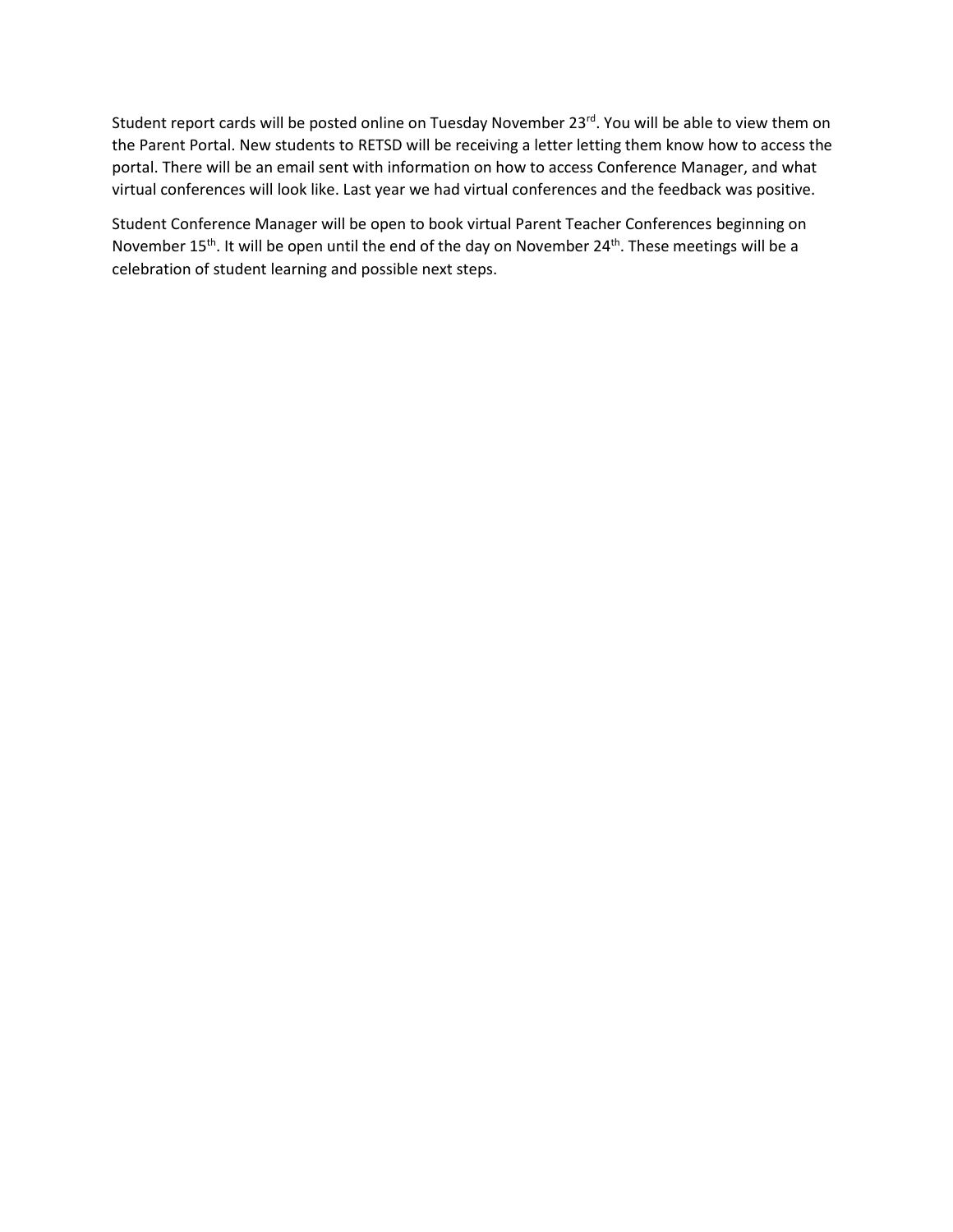Student report cards will be posted online on Tuesday November 23rd. You will be able to view them on the Parent Portal. New students to RETSD will be receiving a letter letting them know how to access the portal. There will be an email sent with information on how to access Conference Manager, and what virtual conferences will look like. Last year we had virtual conferences and the feedback was positive.

Student Conference Manager will be open to book virtual Parent Teacher Conferences beginning on November 15th. It will be open until the end of the day on November 24th. These meetings will be a celebration of student learning and possible next steps.